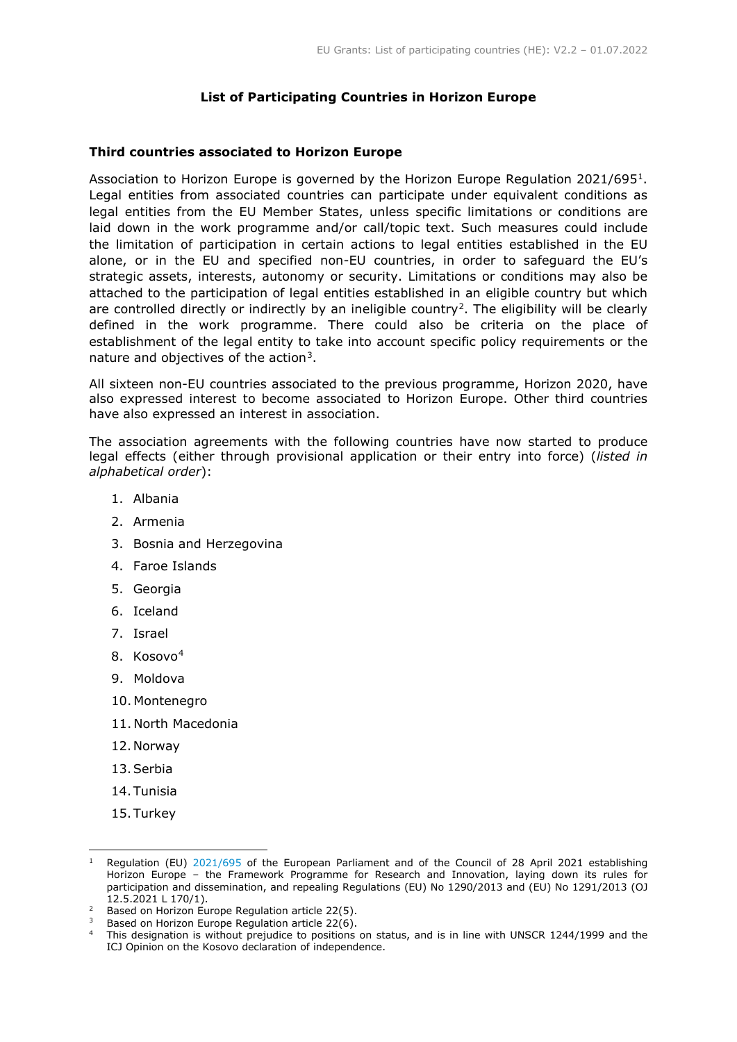## List of Participating Countries in Horizon Europe

### Third countries associated to Horizon Europe

Association to Horizon Europe is governed by the Horizon Europe Regulation 2021/695[1]. Legal entities from associated countries can participate under equivalent conditions as legal entities from the EU Member States, unless specific limitations or conditions are laid down in the work programme and/or call/topic text. Such measures could include the limitation of participation in certain actions to legal entities established in the EU alone, or in the EU and specified non-EU countries, in order to safeguard the EU's strategic assets, interests, autonomy or security. Limitations or conditions may also be attached to the participation of legal entities established in an eligible country but which are controlled directly or indirectly by an ineligible country[2]. The eligibility will be clearly defined in the work programme. There could also be criteria on the place of establishment of the legal entity to take into account specific policy requirements or the nature and objectives of the action[3].

All sixteen non-EU countries associated to the previous programme, Horizon 2020, have also expressed interest to become associated to Horizon Europe. Other third countries have also expressed an interest in association.

The association agreements with the following countries have now started to produce legal effects (either through provisional application or their entry into force) (*listed in alphabetical order*):

1. Albania
2. Armenia
3. Bosnia and Herzegovina
4. Faroe Islands
5. Georgia
6. Iceland
7. Israel
8. Kosovo[4]
9. Moldova
10. Montenegro
11. North Macedonia
12. Norway
13. Serbia
14. Tunisia
15. Turkey

---

[1] Regulation (EU) 2021/695 of the European Parliament and of the Council of 28 April 2021 establishing Horizon Europe – the Framework Programme for Research and Innovation, laying down its rules for participation and dissemination, and repealing Regulations (EU) No 1290/2013 and (EU) No 1291/2013 (OJ 12.5.2021 L 170/1).

[2] Based on Horizon Europe Regulation article 22(5).

[3] Based on Horizon Europe Regulation article 22(6).

[4] This designation is without prejudice to positions on status, and is in line with UNSCR 1244/1999 and the ICJ Opinion on the Kosovo declaration of independence.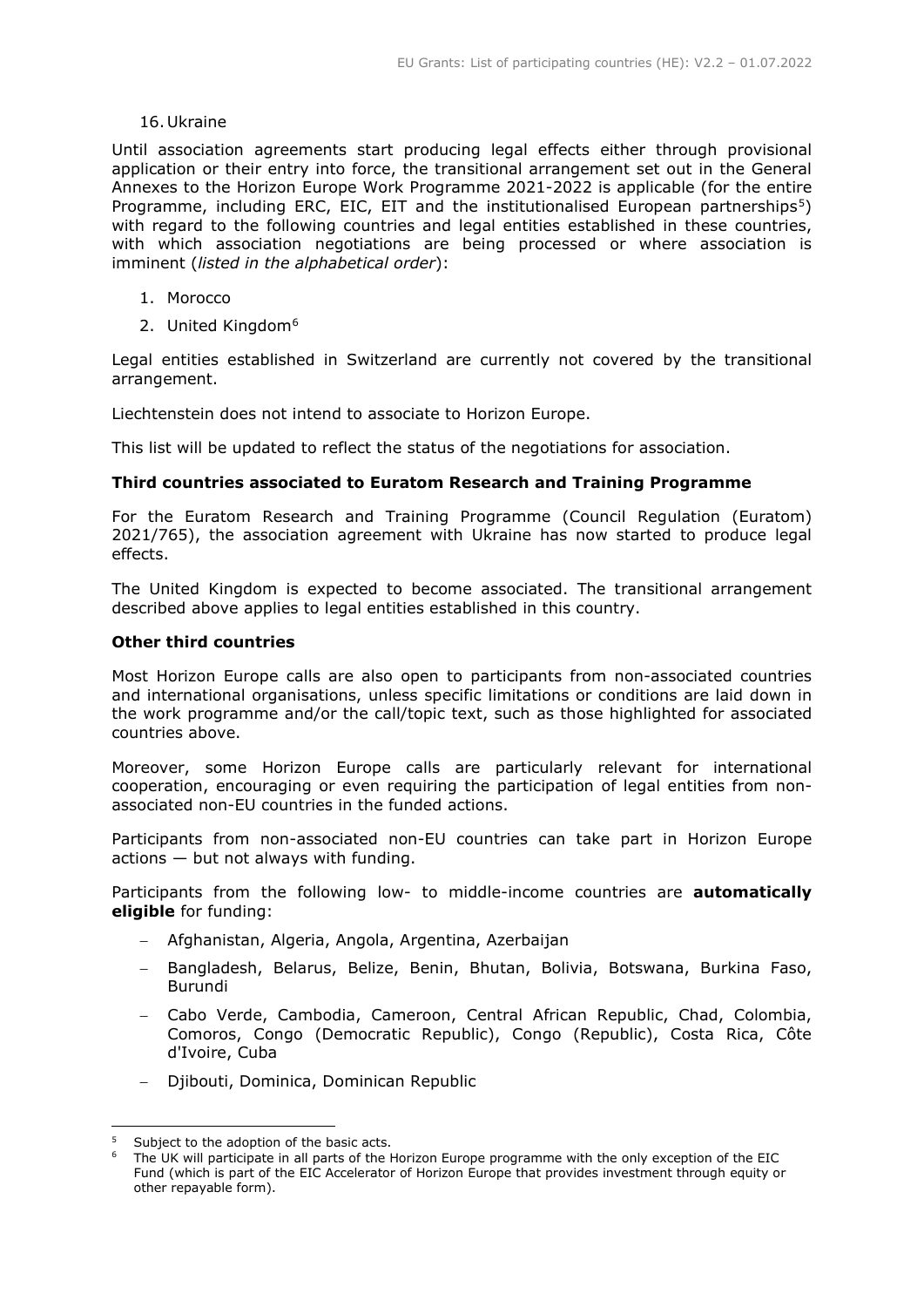16. Ukraine

Until association agreements start producing legal effects either through provisional application or their entry into force, the transitional arrangement set out in the General Annexes to the Horizon Europe Work Programme 2021-2022 is applicable (for the entire Programme, including ERC, EIC, EIT and the institutionalised European partnerships[5]) with regard to the following countries and legal entities established in these countries, with which association negotiations are being processed or where association is imminent (*listed in the alphabetical order*):

1. Morocco
2. United Kingdom[6]

Legal entities established in Switzerland are currently not covered by the transitional arrangement.

Liechtenstein does not intend to associate to Horizon Europe.

This list will be updated to reflect the status of the negotiations for association.

**Third countries associated to Euratom Research and Training Programme**

For the Euratom Research and Training Programme (Council Regulation (Euratom) 2021/765), the association agreement with Ukraine has now started to produce legal effects.

The United Kingdom is expected to become associated. The transitional arrangement described above applies to legal entities established in this country.

**Other third countries**

Most Horizon Europe calls are also open to participants from non-associated countries and international organisations, unless specific limitations or conditions are laid down in the work programme and/or the call/topic text, such as those highlighted for associated countries above.

Moreover, some Horizon Europe calls are particularly relevant for international cooperation, encouraging or even requiring the participation of legal entities from non-associated non-EU countries in the funded actions.

Participants from non-associated non-EU countries can take part in Horizon Europe actions — but not always with funding.

Participants from the following low- to middle-income countries are **automatically eligible** for funding:

- Afghanistan, Algeria, Angola, Argentina, Azerbaijan
- Bangladesh, Belarus, Belize, Benin, Bhutan, Bolivia, Botswana, Burkina Faso, Burundi
- Cabo Verde, Cambodia, Cameroon, Central African Republic, Chad, Colombia, Comoros, Congo (Democratic Republic), Congo (Republic), Costa Rica, Côte d'Ivoire, Cuba
- Djibouti, Dominica, Dominican Republic

---

[5] Subject to the adoption of the basic acts.

[6] The UK will participate in all parts of the Horizon Europe programme with the only exception of the EIC Fund (which is part of the EIC Accelerator of Horizon Europe that provides investment through equity or other repayable form).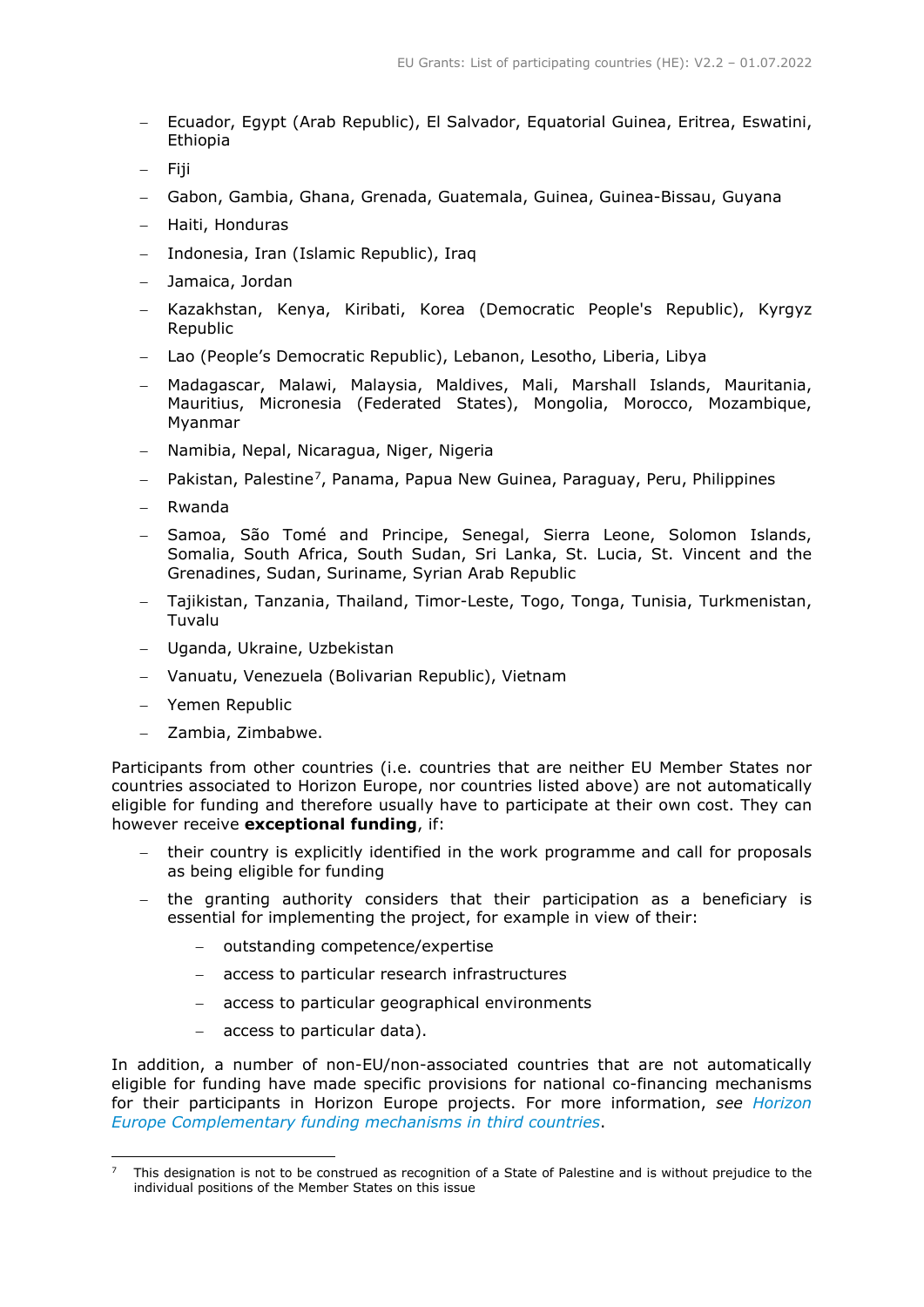- Ecuador, Egypt (Arab Republic), El Salvador, Equatorial Guinea, Eritrea, Eswatini, Ethiopia
- Fiji
- Gabon, Gambia, Ghana, Grenada, Guatemala, Guinea, Guinea-Bissau, Guyana
- Haiti, Honduras
- Indonesia, Iran (Islamic Republic), Iraq
- Jamaica, Jordan
- Kazakhstan, Kenya, Kiribati, Korea (Democratic People's Republic), Kyrgyz Republic
- Lao (People's Democratic Republic), Lebanon, Lesotho, Liberia, Libya
- Madagascar, Malawi, Malaysia, Maldives, Mali, Marshall Islands, Mauritania, Mauritius, Micronesia (Federated States), Mongolia, Morocco, Mozambique, Myanmar
- Namibia, Nepal, Nicaragua, Niger, Nigeria
- Pakistan, Palestine[7], Panama, Papua New Guinea, Paraguay, Peru, Philippines
- Rwanda
- Samoa, São Tomé and Principe, Senegal, Sierra Leone, Solomon Islands, Somalia, South Africa, South Sudan, Sri Lanka, St. Lucia, St. Vincent and the Grenadines, Sudan, Suriname, Syrian Arab Republic
- Tajikistan, Tanzania, Thailand, Timor-Leste, Togo, Tonga, Tunisia, Turkmenistan, Tuvalu
- Uganda, Ukraine, Uzbekistan
- Vanuatu, Venezuela (Bolivarian Republic), Vietnam
- Yemen Republic
- Zambia, Zimbabwe.

Participants from other countries (i.e. countries that are neither EU Member States nor countries associated to Horizon Europe, nor countries listed above) are not automatically eligible for funding and therefore usually have to participate at their own cost. They can however receive **exceptional funding**, if:

- their country is explicitly identified in the work programme and call for proposals as being eligible for funding
- the granting authority considers that their participation as a beneficiary is essential for implementing the project, for example in view of their:
  - outstanding competence/expertise
  - access to particular research infrastructures
  - access to particular geographical environments
  - access to particular data).

In addition, a number of non-EU/non-associated countries that are not automatically eligible for funding have made specific provisions for national co-financing mechanisms for their participants in Horizon Europe projects. For more information, *see Horizon Europe Complementary funding mechanisms in third countries*.

[7] This designation is not to be construed as recognition of a State of Palestine and is without prejudice to the individual positions of the Member States on this issue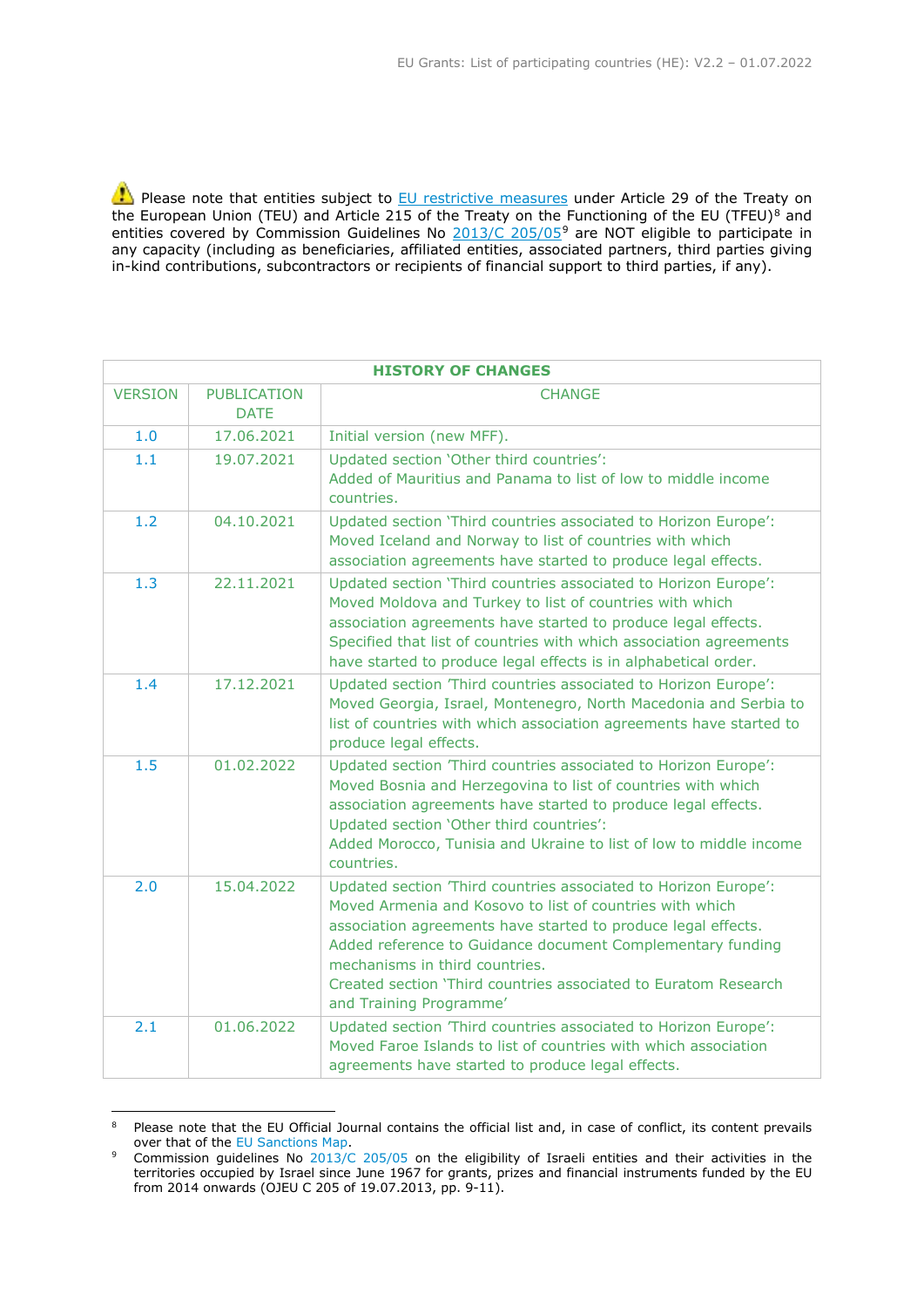⚠ Please note that entities subject to [EU restrictive measures](#) under Article 29 of the Treaty on the European Union (TEU) and Article 215 of the Treaty on the Functioning of the EU (TFEU)[8] and entities covered by Commission Guidelines No [2013/C 205/05](#)[9] are NOT eligible to participate in any capacity (including as beneficiaries, affiliated entities, associated partners, third parties giving in-kind contributions, subcontractors or recipients of financial support to third parties, if any).

| HISTORY OF CHANGES | | |
|---|---|---|
| VERSION | PUBLICATION DATE | CHANGE |
| 1.0 | 17.06.2021 | Initial version (new MFF). |
| 1.1 | 19.07.2021 | Updated section 'Other third countries':<br>Added of Mauritius and Panama to list of low to middle income countries. |
| 1.2 | 04.10.2021 | Updated section 'Third countries associated to Horizon Europe':<br>Moved Iceland and Norway to list of countries with which association agreements have started to produce legal effects. |
| 1.3 | 22.11.2021 | Updated section 'Third countries associated to Horizon Europe':<br>Moved Moldova and Turkey to list of countries with which association agreements have started to produce legal effects.<br>Specified that list of countries with which association agreements have started to produce legal effects is in alphabetical order. |
| 1.4 | 17.12.2021 | Updated section 'Third countries associated to Horizon Europe':<br>Moved Georgia, Israel, Montenegro, North Macedonia and Serbia to list of countries with which association agreements have started to produce legal effects. |
| 1.5 | 01.02.2022 | Updated section 'Third countries associated to Horizon Europe':<br>Moved Bosnia and Herzegovina to list of countries with which association agreements have started to produce legal effects.<br>Updated section 'Other third countries':<br>Added Morocco, Tunisia and Ukraine to list of low to middle income countries. |
| 2.0 | 15.04.2022 | Updated section 'Third countries associated to Horizon Europe':<br>Moved Armenia and Kosovo to list of countries with which association agreements have started to produce legal effects.<br>Added reference to Guidance document Complementary funding mechanisms in third countries.<br>Created section 'Third countries associated to Euratom Research and Training Programme' |
| 2.1 | 01.06.2022 | Updated section 'Third countries associated to Horizon Europe':<br>Moved Faroe Islands to list of countries with which association agreements have started to produce legal effects. |

---

[8] Please note that the EU Official Journal contains the official list and, in case of conflict, its content prevails over that of the EU Sanctions Map.

[9] Commission guidelines No 2013/C 205/05 on the eligibility of Israeli entities and their activities in the territories occupied by Israel since June 1967 for grants, prizes and financial instruments funded by the EU from 2014 onwards (OJEU C 205 of 19.07.2013, pp. 9-11).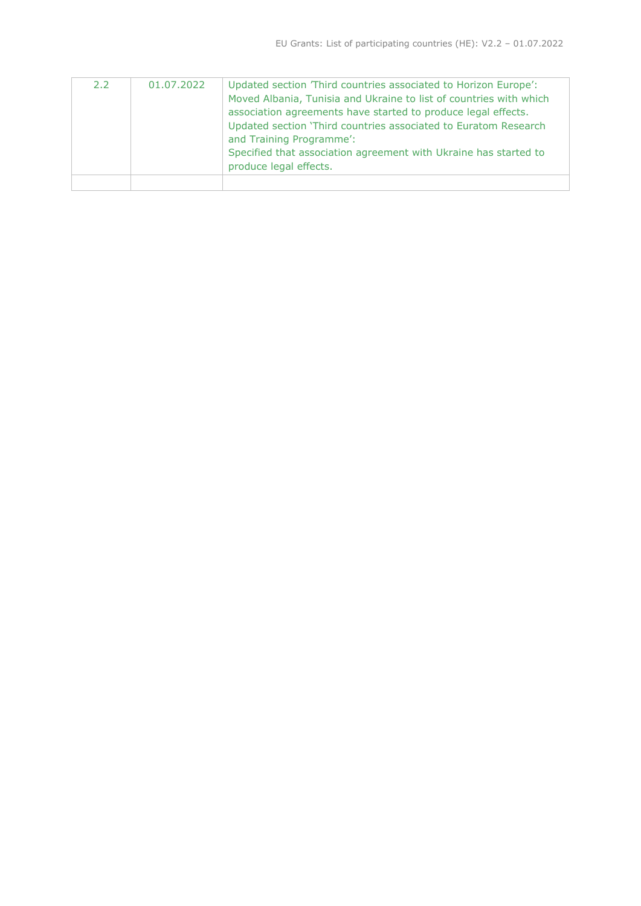| | | |
|---|---|---|
| 2.2 | 01.07.2022 | Updated section 'Third countries associated to Horizon Europe':<br>Moved Albania, Tunisia and Ukraine to list of countries with which association agreements have started to produce legal effects.<br>Updated section 'Third countries associated to Euratom Research and Training Programme':<br>Specified that association agreement with Ukraine has started to produce legal effects. |
| | | |